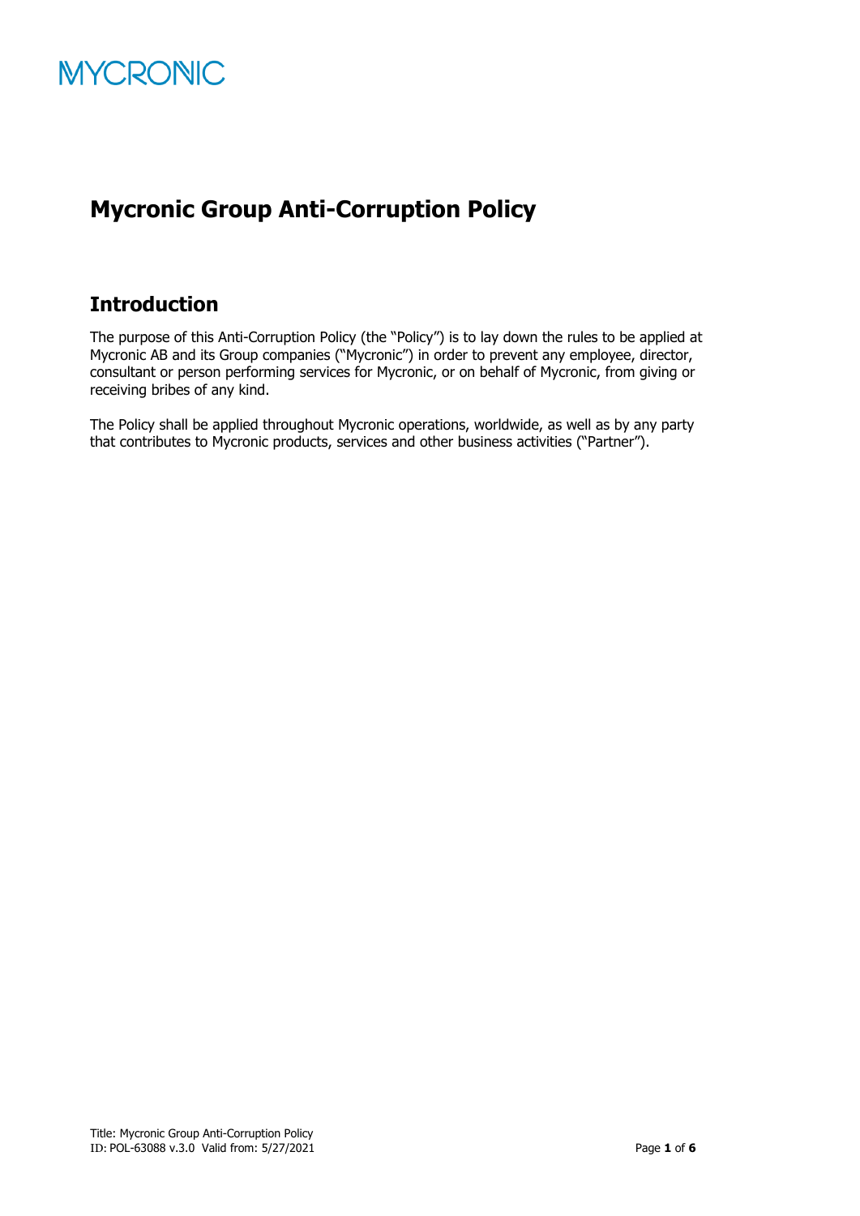MYCRONIC

# Mycronic Group Anti-Corruption Policy

## Introduction

The purpose of this Anti-Corruption Policy (the "Policy") is to lay down the rules to be applied at Mycronic AB and its Group companies ("Mycronic") in order to prevent any employee, director, consultant or person performing services for Mycronic, or on behalf of Mycronic, from giving or receiving bribes of any kind.

The Policy shall be applied throughout Mycronic operations, worldwide, as well as by any party that contributes to Mycronic products, services and other business activities ("Partner").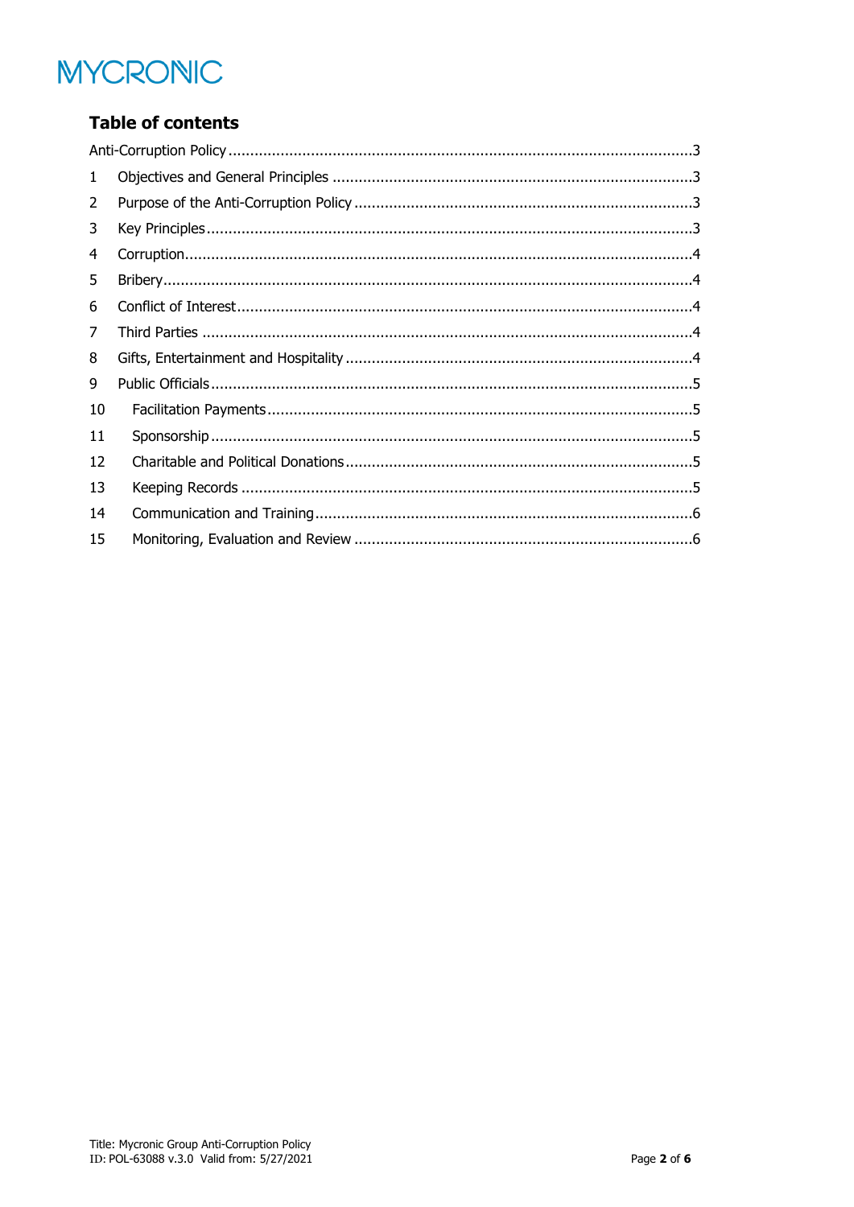MYCRONIC

## Table of contents

Anti-Corruption Policy ....................................................................................................3

1 Objectives and General Principles ..................................................................................3

2 Purpose of the Anti-Corruption Policy ............................................................................3

3 Key Principles ..................................................................................................................3

4 Corruption ........................................................................................................................4

5 Bribery ..............................................................................................................................4

6 Conflict of Interest ...........................................................................................................4

7 Third Parties ....................................................................................................................4

8 Gifts, Entertainment and Hospitality ..............................................................................4

9 Public Officials .................................................................................................................5

10 Facilitation Payments .....................................................................................................5

11 Sponsorship ....................................................................................................................5

12 Charitable and Political Donations .................................................................................5

13 Keeping Records .............................................................................................................5

14 Communication and Training ..........................................................................................6

15 Monitoring, Evaluation and Review ................................................................................6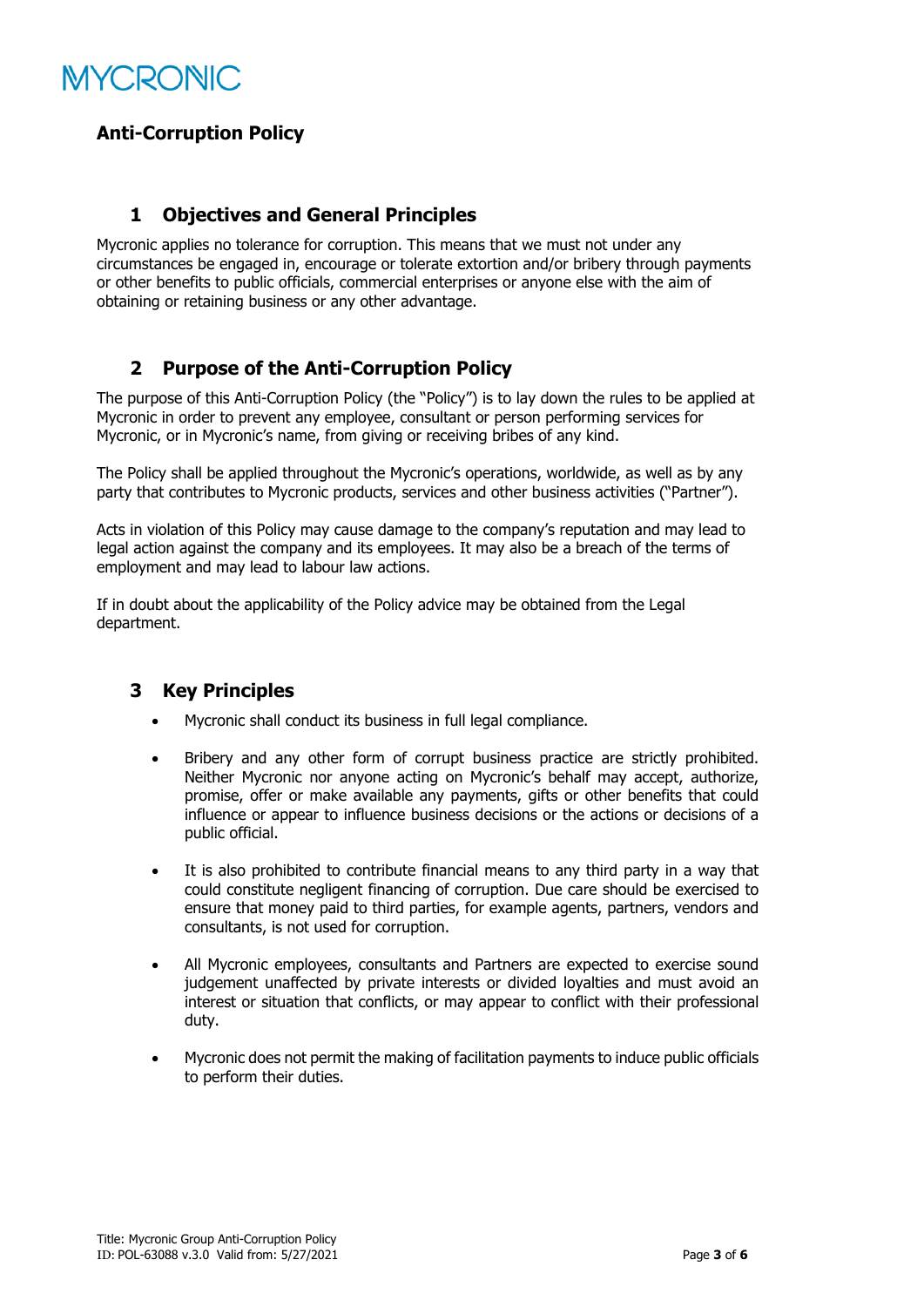MYCRONIC

# Anti-Corruption Policy

## 1 Objectives and General Principles

Mycronic applies no tolerance for corruption. This means that we must not under any circumstances be engaged in, encourage or tolerate extortion and/or bribery through payments or other benefits to public officials, commercial enterprises or anyone else with the aim of obtaining or retaining business or any other advantage.

## 2 Purpose of the Anti-Corruption Policy

The purpose of this Anti-Corruption Policy (the "Policy") is to lay down the rules to be applied at Mycronic in order to prevent any employee, consultant or person performing services for Mycronic, or in Mycronic's name, from giving or receiving bribes of any kind.

The Policy shall be applied throughout the Mycronic's operations, worldwide, as well as by any party that contributes to Mycronic products, services and other business activities ("Partner").

Acts in violation of this Policy may cause damage to the company's reputation and may lead to legal action against the company and its employees. It may also be a breach of the terms of employment and may lead to labour law actions.

If in doubt about the applicability of the Policy advice may be obtained from the Legal department.

## 3 Key Principles

- Mycronic shall conduct its business in full legal compliance.
- Bribery and any other form of corrupt business practice are strictly prohibited. Neither Mycronic nor anyone acting on Mycronic's behalf may accept, authorize, promise, offer or make available any payments, gifts or other benefits that could influence or appear to influence business decisions or the actions or decisions of a public official.
- It is also prohibited to contribute financial means to any third party in a way that could constitute negligent financing of corruption. Due care should be exercised to ensure that money paid to third parties, for example agents, partners, vendors and consultants, is not used for corruption.
- All Mycronic employees, consultants and Partners are expected to exercise sound judgement unaffected by private interests or divided loyalties and must avoid an interest or situation that conflicts, or may appear to conflict with their professional duty.
- Mycronic does not permit the making of facilitation payments to induce public officials to perform their duties.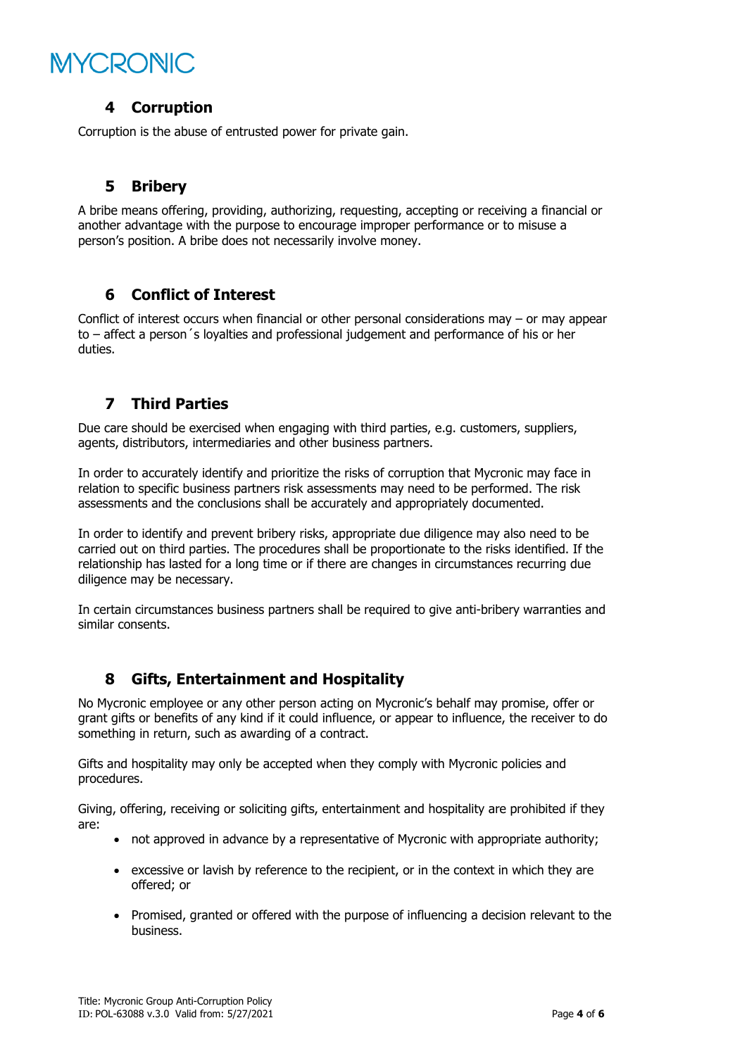## 4 Corruption

Corruption is the abuse of entrusted power for private gain.

## 5 Bribery

A bribe means offering, providing, authorizing, requesting, accepting or receiving a financial or another advantage with the purpose to encourage improper performance or to misuse a person's position. A bribe does not necessarily involve money.

## 6 Conflict of Interest

Conflict of interest occurs when financial or other personal considerations may – or may appear to – affect a person´s loyalties and professional judgement and performance of his or her duties.

## 7 Third Parties

Due care should be exercised when engaging with third parties, e.g. customers, suppliers, agents, distributors, intermediaries and other business partners.

In order to accurately identify and prioritize the risks of corruption that Mycronic may face in relation to specific business partners risk assessments may need to be performed. The risk assessments and the conclusions shall be accurately and appropriately documented.

In order to identify and prevent bribery risks, appropriate due diligence may also need to be carried out on third parties. The procedures shall be proportionate to the risks identified. If the relationship has lasted for a long time or if there are changes in circumstances recurring due diligence may be necessary.

In certain circumstances business partners shall be required to give anti-bribery warranties and similar consents.

## 8 Gifts, Entertainment and Hospitality

No Mycronic employee or any other person acting on Mycronic's behalf may promise, offer or grant gifts or benefits of any kind if it could influence, or appear to influence, the receiver to do something in return, such as awarding of a contract.

Gifts and hospitality may only be accepted when they comply with Mycronic policies and procedures.

Giving, offering, receiving or soliciting gifts, entertainment and hospitality are prohibited if they are:

- not approved in advance by a representative of Mycronic with appropriate authority;
- excessive or lavish by reference to the recipient, or in the context in which they are offered; or
- Promised, granted or offered with the purpose of influencing a decision relevant to the business.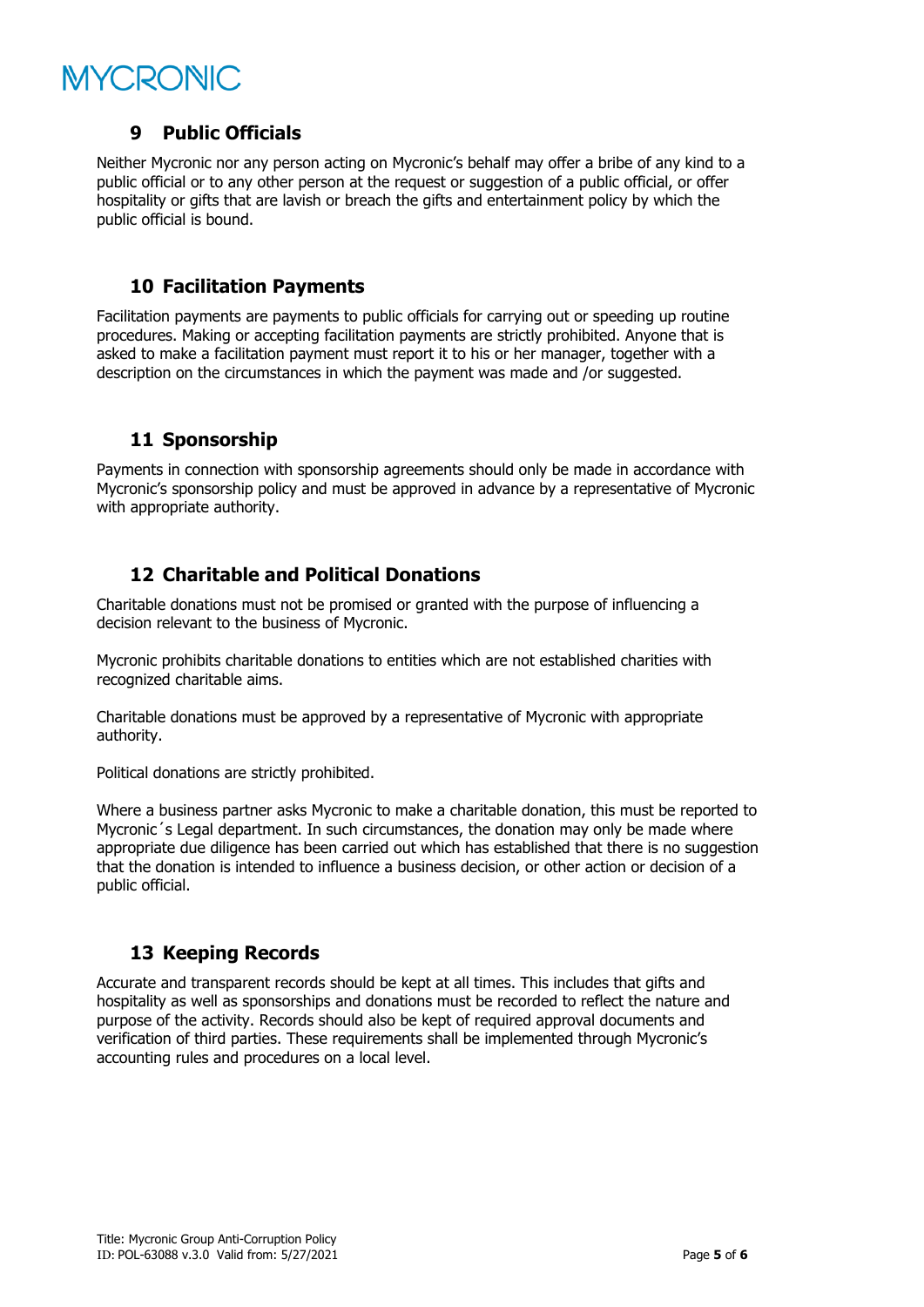## 9 Public Officials

Neither Mycronic nor any person acting on Mycronic's behalf may offer a bribe of any kind to a public official or to any other person at the request or suggestion of a public official, or offer hospitality or gifts that are lavish or breach the gifts and entertainment policy by which the public official is bound.

## 10 Facilitation Payments

Facilitation payments are payments to public officials for carrying out or speeding up routine procedures. Making or accepting facilitation payments are strictly prohibited. Anyone that is asked to make a facilitation payment must report it to his or her manager, together with a description on the circumstances in which the payment was made and /or suggested.

## 11 Sponsorship

Payments in connection with sponsorship agreements should only be made in accordance with Mycronic's sponsorship policy and must be approved in advance by a representative of Mycronic with appropriate authority.

## 12 Charitable and Political Donations

Charitable donations must not be promised or granted with the purpose of influencing a decision relevant to the business of Mycronic.

Mycronic prohibits charitable donations to entities which are not established charities with recognized charitable aims.

Charitable donations must be approved by a representative of Mycronic with appropriate authority.

Political donations are strictly prohibited.

Where a business partner asks Mycronic to make a charitable donation, this must be reported to Mycronic´s Legal department. In such circumstances, the donation may only be made where appropriate due diligence has been carried out which has established that there is no suggestion that the donation is intended to influence a business decision, or other action or decision of a public official.

## 13 Keeping Records

Accurate and transparent records should be kept at all times. This includes that gifts and hospitality as well as sponsorships and donations must be recorded to reflect the nature and purpose of the activity. Records should also be kept of required approval documents and verification of third parties. These requirements shall be implemented through Mycronic's accounting rules and procedures on a local level.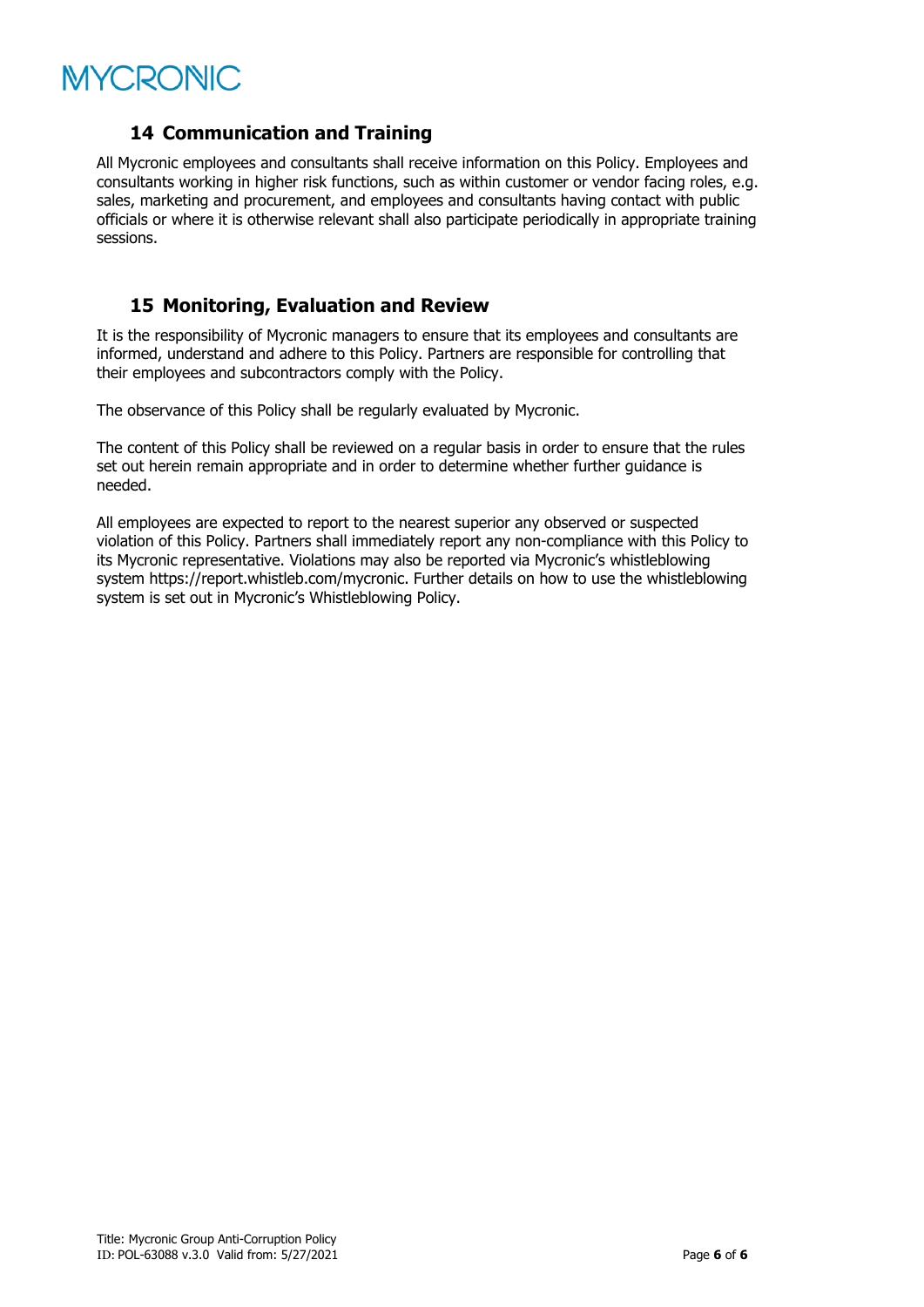## 14 Communication and Training

All Mycronic employees and consultants shall receive information on this Policy. Employees and consultants working in higher risk functions, such as within customer or vendor facing roles, e.g. sales, marketing and procurement, and employees and consultants having contact with public officials or where it is otherwise relevant shall also participate periodically in appropriate training sessions.

## 15 Monitoring, Evaluation and Review

It is the responsibility of Mycronic managers to ensure that its employees and consultants are informed, understand and adhere to this Policy. Partners are responsible for controlling that their employees and subcontractors comply with the Policy.

The observance of this Policy shall be regularly evaluated by Mycronic.

The content of this Policy shall be reviewed on a regular basis in order to ensure that the rules set out herein remain appropriate and in order to determine whether further guidance is needed.

All employees are expected to report to the nearest superior any observed or suspected violation of this Policy. Partners shall immediately report any non-compliance with this Policy to its Mycronic representative. Violations may also be reported via Mycronic's whistleblowing system https://report.whistleb.com/mycronic. Further details on how to use the whistleblowing system is set out in Mycronic's Whistleblowing Policy.